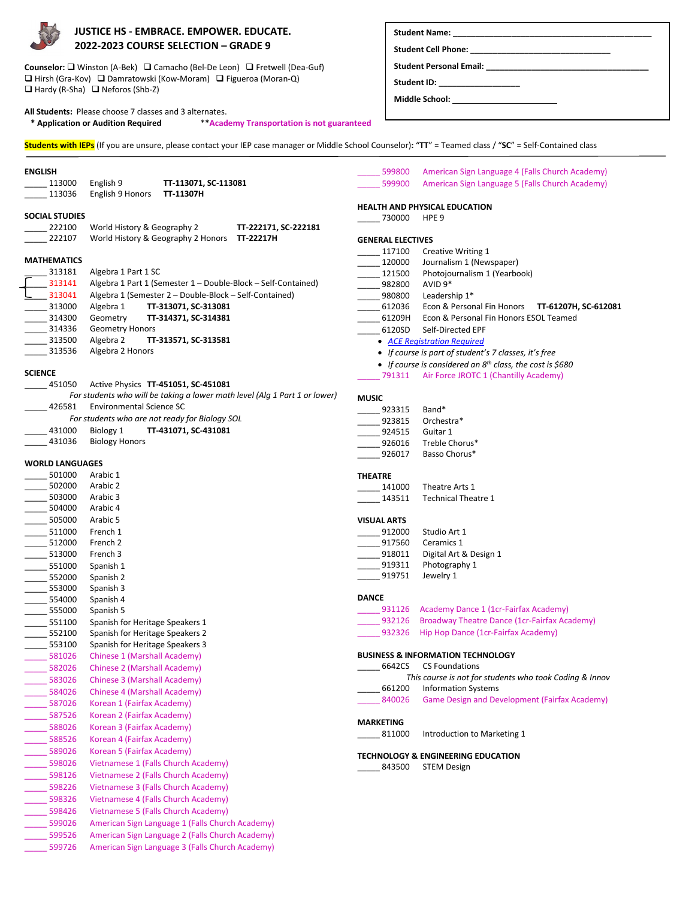# JUSTICE HS - EMBRACE. EMPOWER. EDUCATE.
## 2022-2023 COURSE SELECTION – GRADE 9

**Counselor:** ❑ Winston (A-Bek) ❑ Camacho (Bel-De Leon) ❑ Fretwell (Dea-Guf) ❑ Hirsh (Gra-Kov) ❑ Damratowski (Kow-Moram) ❑ Figueroa (Moran-Q) ❑ Hardy (R-Sha) ❑ Neforos (Shb-Z)

**Student Name:** ______________________________

**Student Cell Phone:** ______________________________

**Student Personal Email:** ______________________________

**Student ID:** ______________

**Middle School:** ______________________

**All Students:** Please choose 7 classes and 3 alternates.

**\* Application or Audition Required** **\*\*Academy Transportation is not guaranteed**

**Students with IEPs** (If you are unsure, please contact your IEP case manager or Middle School Counselor): "**TT**" = Teamed class / "**SC**" = Self-Contained class

### ENGLISH
_____ 113000 English 9 **TT-113071, SC-113081**
_____ 113036 English 9 Honors **TT-11307H**

### SOCIAL STUDIES
_____ 222100 World History & Geography 2 **TT-222171, SC-222181**
_____ 222107 World History & Geography 2 Honors **TT-22217H**

### MATHEMATICS
_____ 313181 Algebra 1 Part 1 SC
_____ 313141 Algebra 1 Part 1 (Semester 1 – Double-Block – Self-Contained)
_____ 313041 Algebra 1 (Semester 2 – Double-Block – Self-Contained)
_____ 313000 Algebra 1 **TT-313071, SC-313081**
_____ 314300 Geometry **TT-314371, SC-314381**
_____ 314336 Geometry Honors
_____ 313500 Algebra 2 **TT-313571, SC-313581**
_____ 313536 Algebra 2 Honors

### SCIENCE
_____ 451050 Active Physics **TT-451051, SC-451081**
*For students who will be taking a lower math level (Alg 1 Part 1 or lower)*
_____ 426581 Environmental Science SC
*For students who are not ready for Biology SOL*
_____ 431000 Biology 1 **TT-431071, SC-431081**
_____ 431036 Biology Honors

### WORLD LANGUAGES
_____ 501000 Arabic 1
_____ 502000 Arabic 2
_____ 503000 Arabic 3
_____ 504000 Arabic 4
_____ 505000 Arabic 5
_____ 511000 French 1
_____ 512000 French 2
_____ 513000 French 3
_____ 551000 Spanish 1
_____ 552000 Spanish 2
_____ 553000 Spanish 3
_____ 554000 Spanish 4
_____ 555000 Spanish 5
_____ 551100 Spanish for Heritage Speakers 1
_____ 552100 Spanish for Heritage Speakers 2
_____ 553100 Spanish for Heritage Speakers 3
_____ 581026 Chinese 1 (Marshall Academy)
_____ 582026 Chinese 2 (Marshall Academy)
_____ 583026 Chinese 3 (Marshall Academy)
_____ 584026 Chinese 4 (Marshall Academy)
_____ 587026 Korean 1 (Fairfax Academy)
_____ 587526 Korean 2 (Fairfax Academy)
_____ 588026 Korean 3 (Fairfax Academy)
_____ 588526 Korean 4 (Fairfax Academy)
_____ 589026 Korean 5 (Fairfax Academy)
_____ 598026 Vietnamese 1 (Falls Church Academy)
_____ 598126 Vietnamese 2 (Falls Church Academy)
_____ 598226 Vietnamese 3 (Falls Church Academy)
_____ 598326 Vietnamese 4 (Falls Church Academy)
_____ 598426 Vietnamese 5 (Falls Church Academy)
_____ 599026 American Sign Language 1 (Falls Church Academy)
_____ 599526 American Sign Language 2 (Falls Church Academy)
_____ 599726 American Sign Language 3 (Falls Church Academy)
_____ 599800 American Sign Language 4 (Falls Church Academy)
_____ 599900 American Sign Language 5 (Falls Church Academy)

### HEALTH AND PHYSICAL EDUCATION
_____ 730000 HPE 9

### GENERAL ELECTIVES
_____ 117100 Creative Writing 1
_____ 120000 Journalism 1 (Newspaper)
_____ 121500 Photojournalism 1 (Yearbook)
_____ 982800 AVID 9*
_____ 980800 Leadership 1*
_____ 612036 Econ & Personal Fin Honors **TT-61207H, SC-612081**
_____ 61209H Econ & Personal Fin Honors ESOL Teamed
_____ 6120SD Self-Directed EPF
- *ACE Registration Required*
- *If course is part of student's 7 classes, it's free*
- *If course is considered an 8th class, the cost is $680*

_____ 791311 Air Force JROTC 1 (Chantilly Academy)

### MUSIC
_____ 923315 Band*
_____ 923815 Orchestra*
_____ 924515 Guitar 1
_____ 926016 Treble Chorus*
_____ 926017 Basso Chorus*

### THEATRE
_____ 141000 Theatre Arts 1
_____ 143511 Technical Theatre 1

### VISUAL ARTS
_____ 912000 Studio Art 1
_____ 917560 Ceramics 1
_____ 918011 Digital Art & Design 1
_____ 919311 Photography 1
_____ 919751 Jewelry 1

### DANCE
_____ 931126 Academy Dance 1 (1cr-Fairfax Academy)
_____ 932126 Broadway Theatre Dance (1cr-Fairfax Academy)
_____ 932326 Hip Hop Dance (1cr-Fairfax Academy)

### BUSINESS & INFORMATION TECHNOLOGY
_____ 6642CS CS Foundations
*This course is not for students who took Coding & Innov*
_____ 661200 Information Systems
_____ 840026 Game Design and Development (Fairfax Academy)

### MARKETING
_____ 811000 Introduction to Marketing 1

### TECHNOLOGY & ENGINEERING EDUCATION
_____ 843500 STEM Design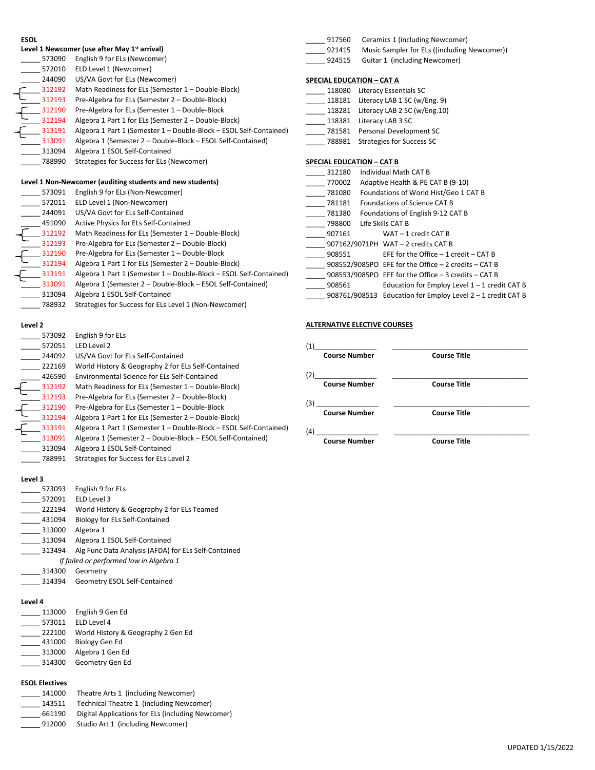**ESOL**

**Level 1 Newcomer (use after May 1st arrival)**

_____ 573090 English 9 for ELs (Newcomer)
_____ 572010 ELD Level 1 (Newcomer)
_____ 244090 US/VA Govt for ELs (Newcomer)
_____ 312192 Math Readiness for ELs (Semester 1 – Double-Block)
_____ 312193 Pre-Algebra for ELs (Semester 2 – Double-Block)
_____ 312190 Pre-Algebra for ELs (Semester 1 – Double-Block
_____ 312194 Algebra 1 Part 1 for ELs (Semester 2 – Double-Block)
_____ 313191 Algebra 1 Part 1 (Semester 1 – Double-Block – ESOL Self-Contained)
_____ 313091 Algebra 1 (Semester 2 – Double-Block – ESOL Self-Contained)
_____ 313094 Algebra 1 ESOL Self-Contained
_____ 788990 Strategies for Success for ELs (Newcomer)

**Level 1 Non-Newcomer (auditing students and new students)**

_____ 573091 English 9 for ELs (Non-Newcomer)
_____ 572011 ELD Level 1 (Non-Newcomer)
_____ 244091 US/VA Govt for ELs Self-Contained
_____ 451090 Active Physics for ELs Self-Contained
_____ 312192 Math Readiness for ELs (Semester 1 – Double-Block)
_____ 312193 Pre-Algebra for ELs (Semester 2 – Double-Block)
_____ 312190 Pre-Algebra for ELs (Semester 1 – Double-Block
_____ 312194 Algebra 1 Part 1 for ELs (Semester 2 – Double-Block)
_____ 313191 Algebra 1 Part 1 (Semester 1 – Double-Block – ESOL Self-Contained)
_____ 313091 Algebra 1 (Semester 2 – Double-Block – ESOL Self-Contained)
_____ 313094 Algebra 1 ESOL Self-Contained
_____ 788932 Strategies for Success for ELs Level 1 (Non-Newcomer)

**Level 2**

_____ 573092 English 9 for ELs
_____ 572051 LED Level 2
_____ 244092 US/VA Govt for ELs Self-Contained
_____ 222169 World History & Geography 2 for ELs Self-Contained
_____ 426590 Environmental Science for ELs Self-Contained
_____ 312192 Math Readiness for ELs (Semester 1 – Double-Block)
_____ 312193 Pre-Algebra for ELs (Semester 2 – Double-Block)
_____ 312190 Pre-Algebra for ELs (Semester 1 – Double-Block
_____ 312194 Algebra 1 Part 1 for ELs (Semester 2 – Double-Block)
_____ 313191 Algebra 1 Part 1 (Semester 1 – Double-Block – ESOL Self-Contained)
_____ 313091 Algebra 1 (Semester 2 – Double-Block – ESOL Self-Contained)
_____ 313094 Algebra 1 ESOL Self-Contained
_____ 788991 Strategies for Success for ELs Level 2

**Level 3**

_____ 573093 English 9 for ELs
_____ 572091 ELD Level 3
_____ 222194 World History & Geography 2 for ELs Teamed
_____ 431094 Biology for ELs Self-Contained
_____ 313000 Algebra 1
_____ 313094 Algebra 1 ESOL Self-Contained
_____ 313494 Alg Func Data Analysis (AFDA) for ELs Self-Contained
*If failed or performed low in Algebra 1*
_____ 314300 Geometry
_____ 314394 Geometry ESOL Self-Contained

**Level 4**

_____ 113000 English 9 Gen Ed
_____ 573011 ELD Level 4
_____ 222100 World History & Geography 2 Gen Ed
_____ 431000 Biology Gen Ed
_____ 313000 Algebra 1 Gen Ed
_____ 314300 Geometry Gen Ed

**ESOL Electives**

_____ 141000 Theatre Arts 1 (including Newcomer)
_____ 143511 Technical Theatre 1 (including Newcomer)
_____ 661190 Digital Applications for ELs (including Newcomer)
_____ 912000 Studio Art 1 (including Newcomer)
_____ 917560 Ceramics 1 (including Newcomer)
_____ 921415 Music Sampler for ELs ((including Newcomer))
_____ 924515 Guitar 1 (including Newcomer)

**SPECIAL EDUCATION – CAT A**

_____ 118080 Literacy Essentials SC
_____ 118181 Literacy LAB 1 SC (w/Eng. 9)
_____ 118281 Literacy LAB 2 SC (w/Eng.10)
_____ 118381 Literacy LAB 3 SC
_____ 781581 Personal Development SC
_____ 788981 Strategies for Success SC

**SPECIAL EDUCATION – CAT B**

_____ 312180 Individual Math CAT B
_____ 770002 Adaptive Health & PE CAT B (9-10)
_____ 781080 Foundations of World Hist/Geo 1 CAT B
_____ 781181 Foundations of Science CAT B
_____ 781380 Foundations of English 9-12 CAT B
_____ 798800 Life Skills CAT B
_____ 907161 WAT – 1 credit CAT B
_____ 907162/9071PH WAT – 2 credits CAT B
_____ 908551 EFE for the Office – 1 credit – CAT B
_____ 908552/9085PO EFE for the Office – 2 credits – CAT B
_____ 908553/9085PO EFE for the Office – 3 credits – CAT B
_____ 908561 Education for Employ Level 1 – 1 credit CAT B
_____ 908761/908513 Education for Employ Level 2 – 1 credit CAT B

**ALTERNATIVE ELECTIVE COURSES**

(1)________________ ________________________________
**Course Number** **Course Title**

(2)________________ ________________________________
**Course Number** **Course Title**

(3) ________________ ________________________________
**Course Number** **Course Title**

(4) ________________ ________________________________
**Course Number** **Course Title**

UPDATED 1/15/2022